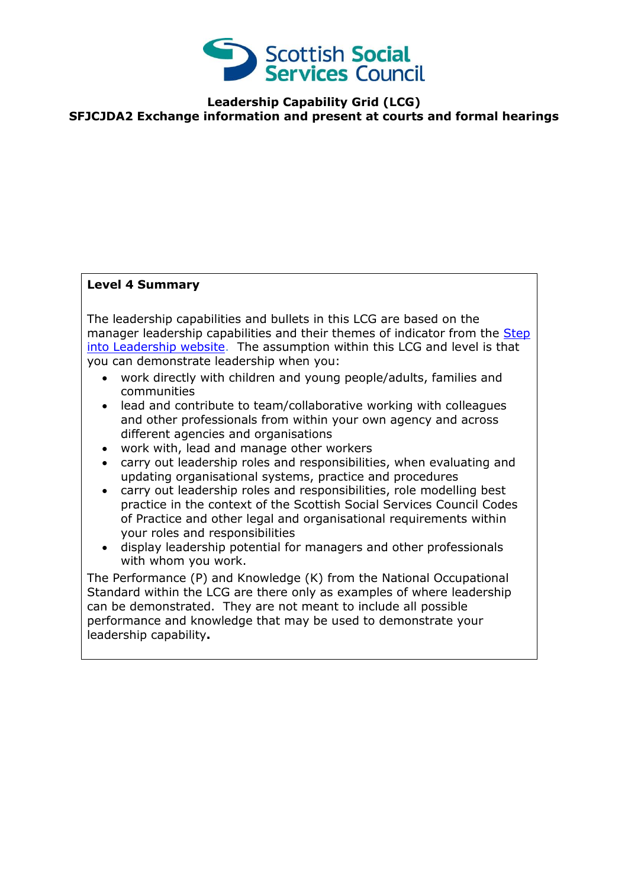Scottish Social Services Council

**Leadership Capability Grid (LCG)**

**SFJCJDA2 Exchange information and present at courts and formal hearings**

**Level 4 Summary**

The leadership capabilities and bullets in this LCG are based on the manager leadership capabilities and their themes of indicator from the [Step into Leadership website](). The assumption within this LCG and level is that you can demonstrate leadership when you:

- work directly with children and young people/adults, families and communities
- lead and contribute to team/collaborative working with colleagues and other professionals from within your own agency and across different agencies and organisations
- work with, lead and manage other workers
- carry out leadership roles and responsibilities, when evaluating and updating organisational systems, practice and procedures
- carry out leadership roles and responsibilities, role modelling best practice in the context of the Scottish Social Services Council Codes of Practice and other legal and organisational requirements within your roles and responsibilities
- display leadership potential for managers and other professionals with whom you work.

The Performance (P) and Knowledge (K) from the National Occupational Standard within the LCG are there only as examples of where leadership can be demonstrated. They are not meant to include all possible performance and knowledge that may be used to demonstrate your leadership capability**.**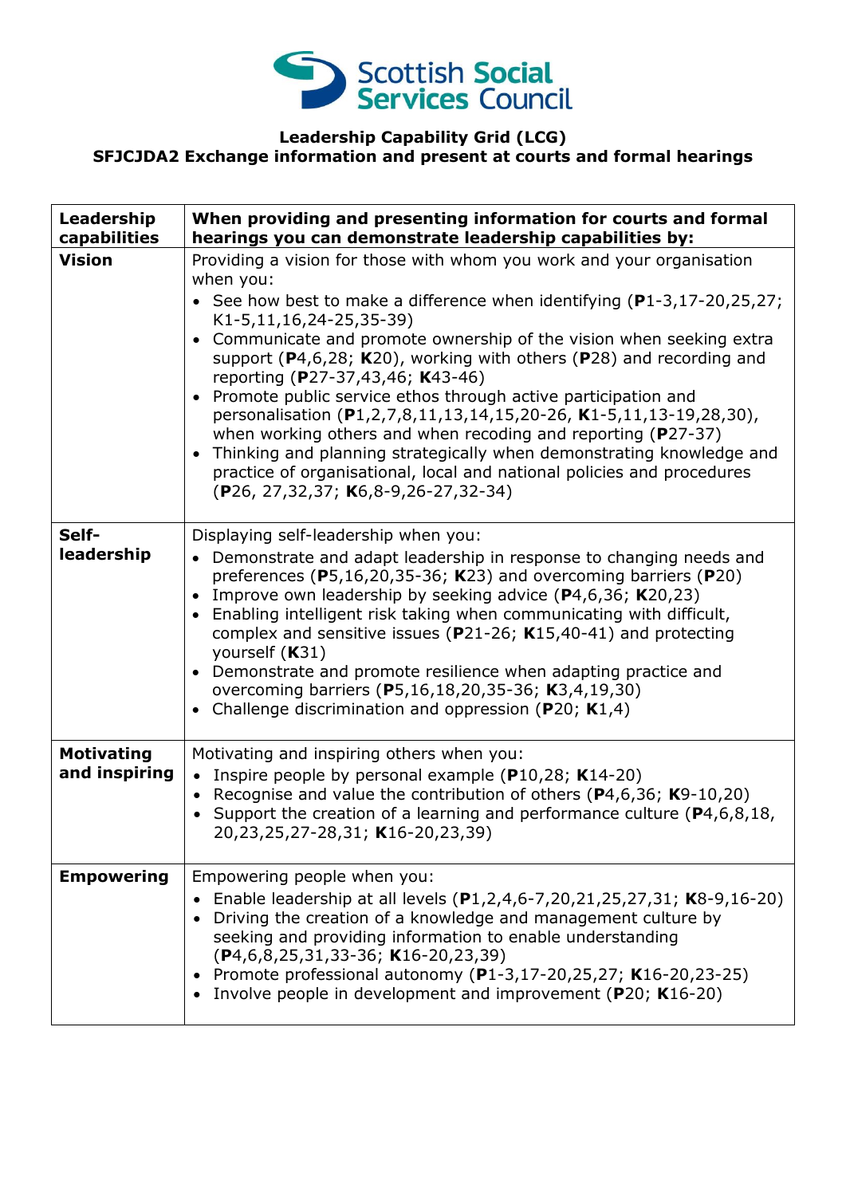**Leadership Capability Grid (LCG)**
**SFJCJDA2 Exchange information and present at courts and formal hearings**

| **Leadership capabilities** | **When providing and presenting information for courts and formal hearings you can demonstrate leadership capabilities by:** |
|---|---|
| **Vision** | Providing a vision for those with whom you work and your organisation when you:<br>• See how best to make a difference when identifying (**P**1-3,17-20,25,27; K1-5,11,16,24-25,35-39)<br>• Communicate and promote ownership of the vision when seeking extra support (**P**4,6,28; **K**20), working with others (**P**28) and recording and reporting (**P**27-37,43,46; **K**43-46)<br>• Promote public service ethos through active participation and personalisation (**P**1,2,7,8,11,13,14,15,20-26, **K**1-5,11,13-19,28,30), when working others and when recoding and reporting (**P**27-37)<br>• Thinking and planning strategically when demonstrating knowledge and practice of organisational, local and national policies and procedures (**P**26, 27,32,37; **K**6,8-9,26-27,32-34) |
| **Self-leadership** | Displaying self-leadership when you:<br>• Demonstrate and adapt leadership in response to changing needs and preferences (**P**5,16,20,35-36; **K**23) and overcoming barriers (**P**20)<br>• Improve own leadership by seeking advice (**P**4,6,36; **K**20,23)<br>• Enabling intelligent risk taking when communicating with difficult, complex and sensitive issues (**P**21-26; **K**15,40-41) and protecting yourself (**K**31)<br>• Demonstrate and promote resilience when adapting practice and overcoming barriers (**P**5,16,18,20,35-36; **K**3,4,19,30)<br>• Challenge discrimination and oppression (**P**20; **K**1,4) |
| **Motivating and inspiring** | Motivating and inspiring others when you:<br>• Inspire people by personal example (**P**10,28; **K**14-20)<br>• Recognise and value the contribution of others (**P**4,6,36; **K**9-10,20)<br>• Support the creation of a learning and performance culture (**P**4,6,8,18, 20,23,25,27-28,31; **K**16-20,23,39) |
| **Empowering** | Empowering people when you:<br>• Enable leadership at all levels (**P**1,2,4,6-7,20,21,25,27,31; **K**8-9,16-20)<br>• Driving the creation of a knowledge and management culture by seeking and providing information to enable understanding (**P**4,6,8,25,31,33-36; **K**16-20,23,39)<br>• Promote professional autonomy (**P**1-3,17-20,25,27; **K**16-20,23-25)<br>• Involve people in development and improvement (**P**20; **K**16-20) |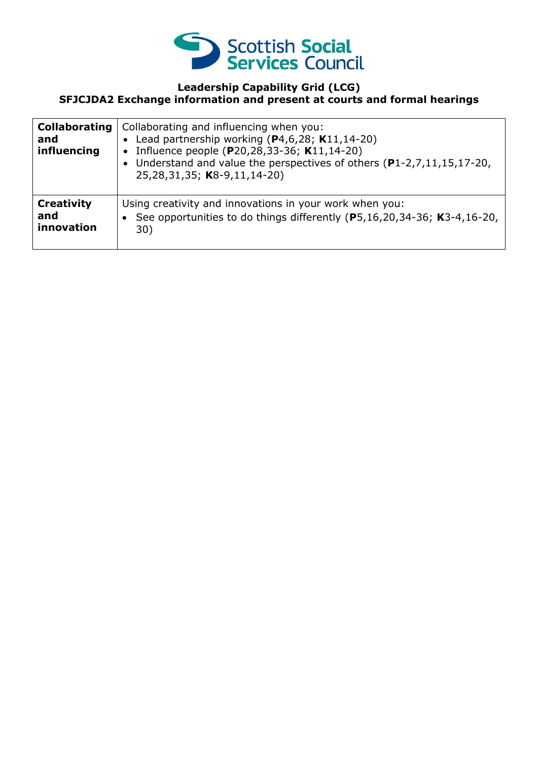**Leadership Capability Grid (LCG)**
**SFJCJDA2 Exchange information and present at courts and formal hearings**

| | |
|---|---|
| **Collaborating and influencing** | Collaborating and influencing when you:<br>• Lead partnership working (**P**4,6,28; **K**11,14-20)<br>• Influence people (**P**20,28,33-36; **K**11,14-20)<br>• Understand and value the perspectives of others (**P**1-2,7,11,15,17-20, 25,28,31,35; **K**8-9,11,14-20) |
| **Creativity and innovation** | Using creativity and innovations in your work when you:<br>• See opportunities to do things differently (**P**5,16,20,34-36; **K**3-4,16-20, 30) |